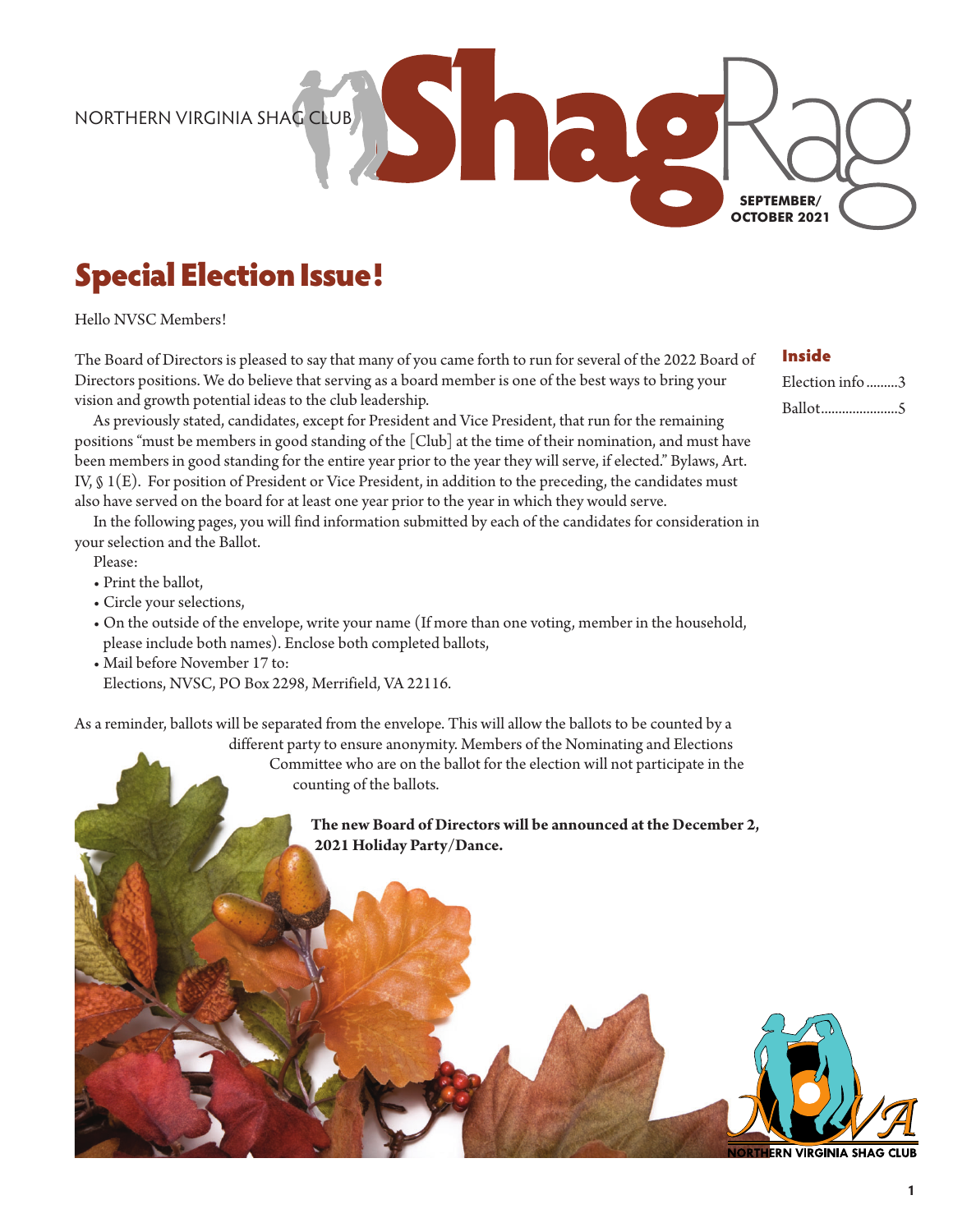NORTHERN VIRGINIA SHAG CLUB

# ShagRag

SEPTEMBER/ OCTOBER 2021

## Special Election Issue!

**Inside**

Election info.........3

Ballot......................5

Hello NVSC Members!

The Board of Directors is pleased to say that many of you came forth to run for several of the 2022 Board of Directors positions. We do believe that serving as a board member is one of the best ways to bring your vision and growth potential ideas to the club leadership.

As previously stated, candidates, except for President and Vice President, that run for the remaining positions "must be members in good standing of the [Club] at the time of their nomination, and must have been members in good standing for the entire year prior to the year they will serve, if elected." Bylaws, Art. IV, § 1(E). For position of President or Vice President, in addition to the preceding, the candidates must also have served on the board for at least one year prior to the year in which they would serve.

In the following pages, you will find information submitted by each of the candidates for consideration in your selection and the Ballot.

Please:

- Print the ballot,
- Circle your selections,
- On the outside of the envelope, write your name (If more than one voting, member in the household, please include both names). Enclose both completed ballots,
- Mail before November 17 to:
  Elections, NVSC, PO Box 2298, Merrifield, VA 22116.

As a reminder, ballots will be separated from the envelope. This will allow the ballots to be counted by a different party to ensure anonymity. Members of the Nominating and Elections Committee who are on the ballot for the election will not participate in the counting of the ballots.

**The new Board of Directors will be announced at the December 2, 2021 Holiday Party/Dance.**

NORTHERN VIRGINIA SHAG CLUB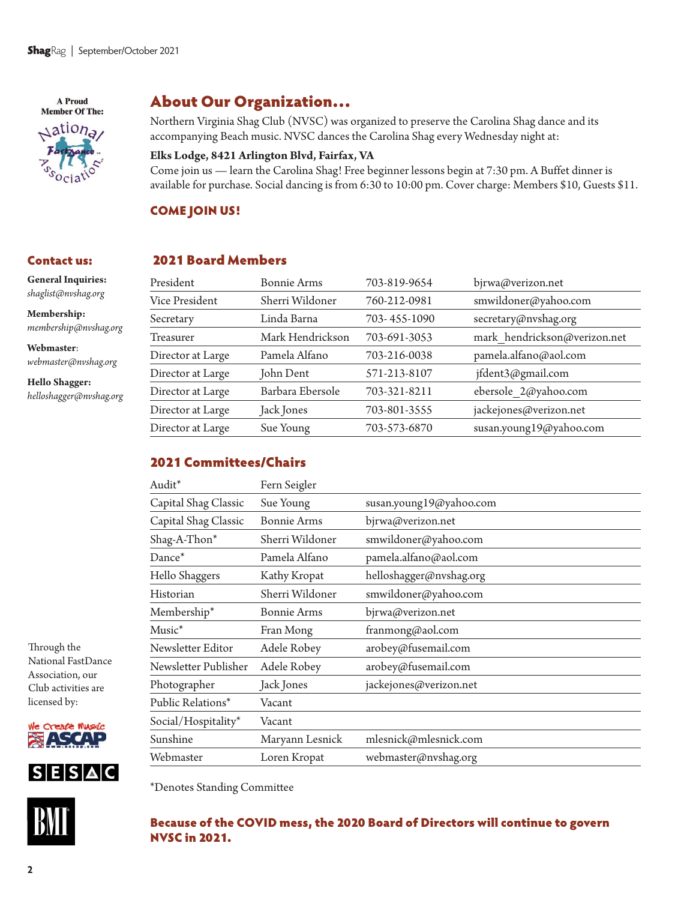A Proud Member Of The: National FastDance Association

## About Our Organization...

Northern Virginia Shag Club (NVSC) was organized to preserve the Carolina Shag dance and its accompanying Beach music. NVSC dances the Carolina Shag every Wednesday night at:

**Elks Lodge, 8421 Arlington Blvd, Fairfax, VA**

Come join us — learn the Carolina Shag! Free beginner lessons begin at 7:30 pm. A Buffet dinner is available for purchase. Social dancing is from 6:30 to 10:00 pm. Cover charge: Members $10, Guests $11.

**COME JOIN US!**

## Contact us:

**General Inquiries:**
*shaglist@nvshag.org*

**Membership:**
*membership@nvshag.org*

**Webmaster**:
*webmaster@nvshag.org*

**Hello Shagger:**
*helloshagger@nvshag.org*

## 2021 Board Members

| | | | |
|---|---|---|---|
| President | Bonnie Arms | 703-819-9654 | bjrwa@verizon.net |
| Vice President | Sherri Wildoner | 760-212-0981 | smwildoner@yahoo.com |
| Secretary | Linda Barna | 703- 455-1090 | secretary@nvshag.org |
| Treasurer | Mark Hendrickson | 703-691-3053 | mark_hendrickson@verizon.net |
| Director at Large | Pamela Alfano | 703-216-0038 | pamela.alfano@aol.com |
| Director at Large | John Dent | 571-213-8107 | jfdent3@gmail.com |
| Director at Large | Barbara Ebersole | 703-321-8211 | ebersole_2@yahoo.com |
| Director at Large | Jack Jones | 703-801-3555 | jackejones@verizon.net |
| Director at Large | Sue Young | 703-573-6870 | susan.young19@yahoo.com |

## 2021 Committees/Chairs

| | | |
|---|---|---|
| Audit* | Fern Seigler | |
| Capital Shag Classic | Sue Young | susan.young19@yahoo.com |
| Capital Shag Classic | Bonnie Arms | bjrwa@verizon.net |
| Shag-A-Thon* | Sherri Wildoner | smwildoner@yahoo.com |
| Dance* | Pamela Alfano | pamela.alfano@aol.com |
| Hello Shaggers | Kathy Kropat | helloshagger@nvshag.org |
| Historian | Sherri Wildoner | smwildoner@yahoo.com |
| Membership* | Bonnie Arms | bjrwa@verizon.net |
| Music* | Fran Mong | franmong@aol.com |
| Newsletter Editor | Adele Robey | arobey@fusemail.com |
| Newsletter Publisher | Adele Robey | arobey@fusemail.com |
| Photographer | Jack Jones | jackejones@verizon.net |
| Public Relations* | Vacant | |
| Social/Hospitality* | Vacant | |
| Sunshine | Maryann Lesnick | mlesnick@mlesnick.com |
| Webmaster | Loren Kropat | webmaster@nvshag.org |

*Denotes Standing Committee

**Because of the COVID mess, the 2020 Board of Directors will continue to govern NVSC in 2021.**

Through the National FastDance Association, our Club activities are licensed by:

ASCAP · SESAC · BMI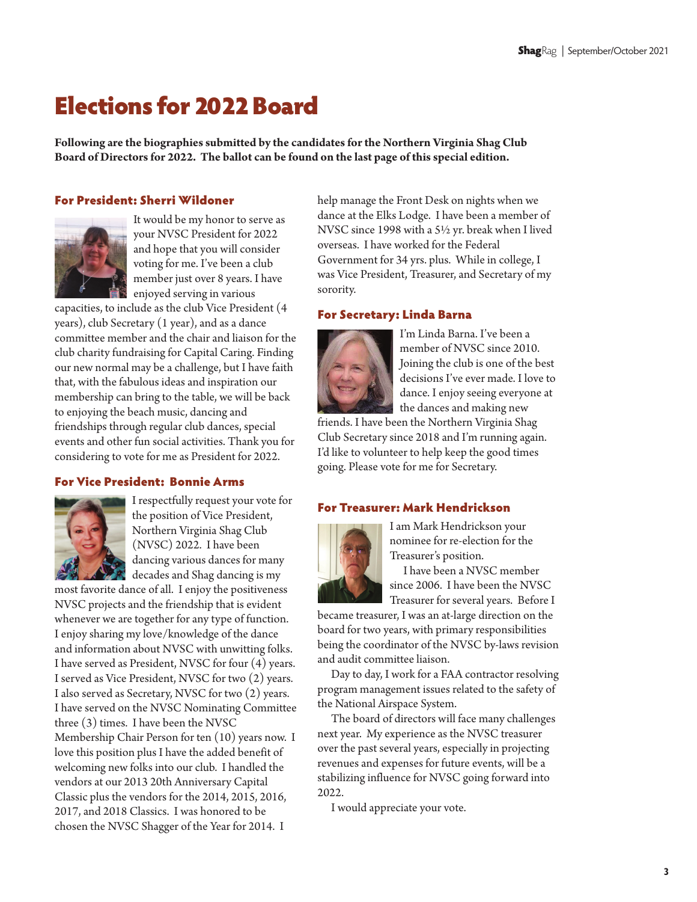# Elections for 2022 Board

**Following are the biographies submitted by the candidates for the Northern Virginia Shag Club Board of Directors for 2022. The ballot can be found on the last page of this special edition.**

### For President: Sherri Wildoner

It would be my honor to serve as your NVSC President for 2022 and hope that you will consider voting for me. I've been a club member just over 8 years. I have enjoyed serving in various capacities, to include as the club Vice President (4 years), club Secretary (1 year), and as a dance committee member and the chair and liaison for the club charity fundraising for Capital Caring. Finding our new normal may be a challenge, but I have faith that, with the fabulous ideas and inspiration our membership can bring to the table, we will be back to enjoying the beach music, dancing and friendships through regular club dances, special events and other fun social activities. Thank you for considering to vote for me as President for 2022.

### For Vice President: Bonnie Arms

I respectfully request your vote for the position of Vice President, Northern Virginia Shag Club (NVSC) 2022. I have been dancing various dances for many decades and Shag dancing is my most favorite dance of all. I enjoy the positiveness NVSC projects and the friendship that is evident whenever we are together for any type of function. I enjoy sharing my love/knowledge of the dance and information about NVSC with unwitting folks. I have served as President, NVSC for four (4) years. I served as Vice President, NVSC for two (2) years. I also served as Secretary, NVSC for two (2) years. I have served on the NVSC Nominating Committee three (3) times. I have been the NVSC Membership Chair Person for ten (10) years now. I love this position plus I have the added benefit of welcoming new folks into our club. I handled the vendors at our 2013 20th Anniversary Capital Classic plus the vendors for the 2014, 2015, 2016, 2017, and 2018 Classics. I was honored to be chosen the NVSC Shagger of the Year for 2014. I help manage the Front Desk on nights when we dance at the Elks Lodge. I have been a member of NVSC since 1998 with a 5½ yr. break when I lived overseas. I have worked for the Federal Government for 34 yrs. plus. While in college, I was Vice President, Treasurer, and Secretary of my sorority.

### For Secretary: Linda Barna

I'm Linda Barna. I've been a member of NVSC since 2010. Joining the club is one of the best decisions I've ever made. I love to dance. I enjoy seeing everyone at the dances and making new friends. I have been the Northern Virginia Shag Club Secretary since 2018 and I'm running again. I'd like to volunteer to help keep the good times going. Please vote for me for Secretary.

### For Treasurer: Mark Hendrickson

I am Mark Hendrickson your nominee for re-election for the Treasurer's position.

I have been a NVSC member since 2006. I have been the NVSC Treasurer for several years. Before I became treasurer, I was an at-large direction on the board for two years, with primary responsibilities being the coordinator of the NVSC by-laws revision and audit committee liaison.

Day to day, I work for a FAA contractor resolving program management issues related to the safety of the National Airspace System.

The board of directors will face many challenges next year. My experience as the NVSC treasurer over the past several years, especially in projecting revenues and expenses for future events, will be a stabilizing influence for NVSC going forward into 2022.

I would appreciate your vote.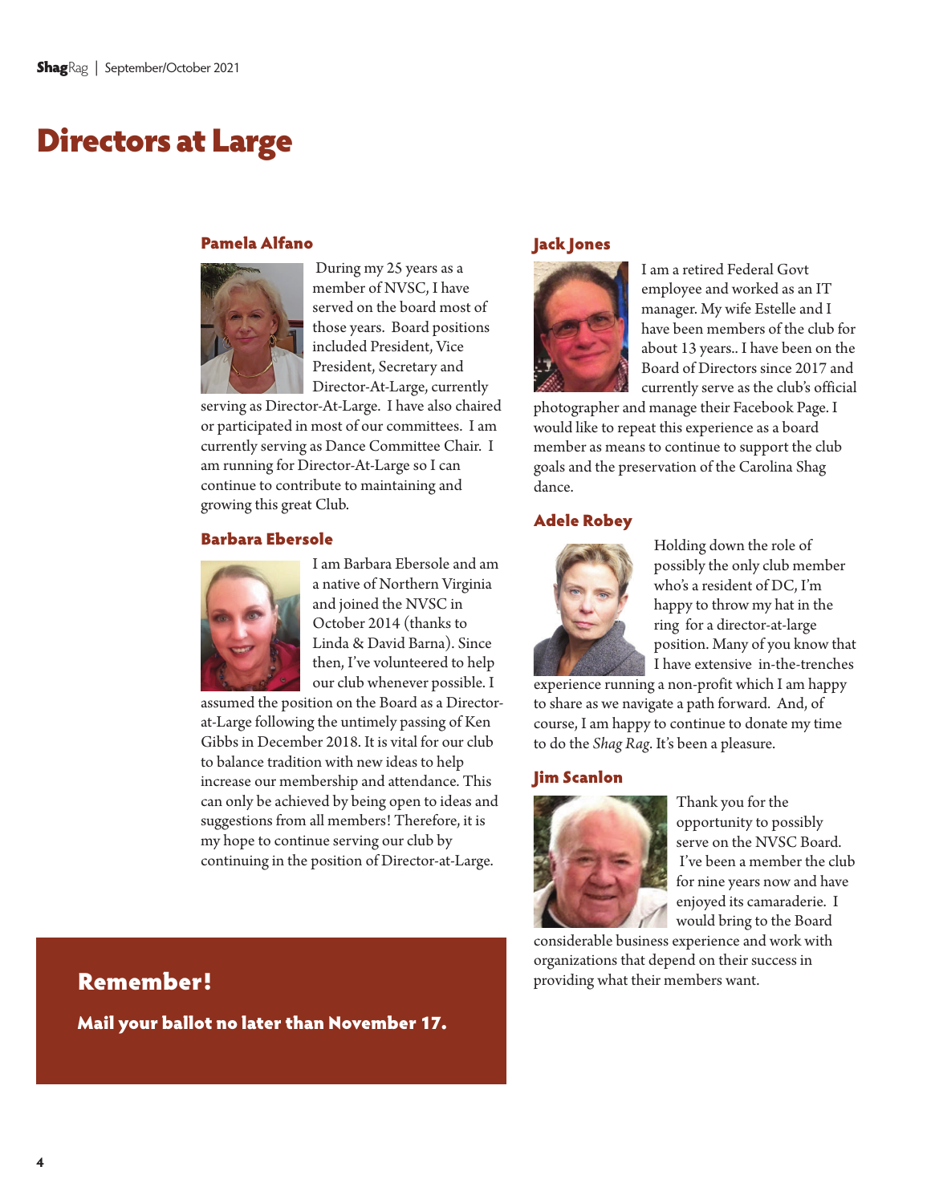# Directors at Large

### Pamela Alfano

During my 25 years as a member of NVSC, I have served on the board most of those years. Board positions included President, Vice President, Secretary and Director-At-Large, currently serving as Director-At-Large. I have also chaired or participated in most of our committees. I am currently serving as Dance Committee Chair. I am running for Director-At-Large so I can continue to contribute to maintaining and growing this great Club.

### Barbara Ebersole

I am Barbara Ebersole and am a native of Northern Virginia and joined the NVSC in October 2014 (thanks to Linda & David Barna). Since then, I've volunteered to help our club whenever possible. I assumed the position on the Board as a Director-at-Large following the untimely passing of Ken Gibbs in December 2018. It is vital for our club to balance tradition with new ideas to help increase our membership and attendance. This can only be achieved by being open to ideas and suggestions from all members! Therefore, it is my hope to continue serving our club by continuing in the position of Director-at-Large.

### Jack Jones

I am a retired Federal Govt employee and worked as an IT manager. My wife Estelle and I have been members of the club for about 13 years.. I have been on the Board of Directors since 2017 and currently serve as the club's official photographer and manage their Facebook Page. I would like to repeat this experience as a board member as means to continue to support the club goals and the preservation of the Carolina Shag dance.

### Adele Robey

Holding down the role of possibly the only club member who's a resident of DC, I'm happy to throw my hat in the ring for a director-at-large position. Many of you know that I have extensive in-the-trenches experience running a non-profit which I am happy to share as we navigate a path forward. And, of course, I am happy to continue to donate my time to do the *Shag Rag*. It's been a pleasure.

### Jim Scanlon

Thank you for the opportunity to possibly serve on the NVSC Board. I've been a member the club for nine years now and have enjoyed its camaraderie. I would bring to the Board considerable business experience and work with organizations that depend on their success in providing what their members want.

## Remember!

**Mail your ballot no later than November 17.**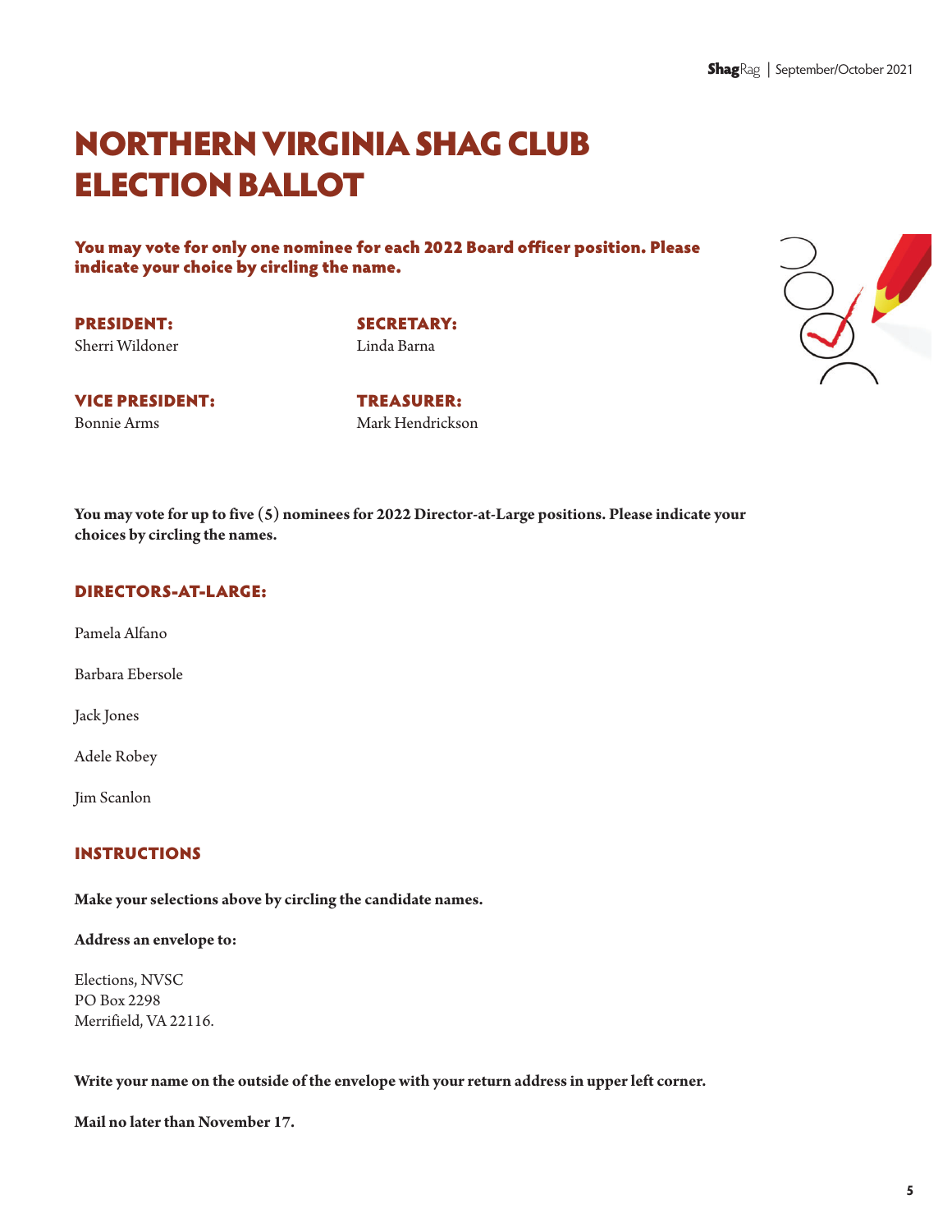# NORTHERN VIRGINIA SHAG CLUB ELECTION BALLOT

**You may vote for only one nominee for each 2022 Board officer position. Please indicate your choice by circling the name.**

### PRESIDENT:
Sherri Wildoner

### SECRETARY:
Linda Barna

### VICE PRESIDENT:
Bonnie Arms

### TREASURER:
Mark Hendrickson

**You may vote for up to five (5) nominees for 2022 Director-at-Large positions. Please indicate your choices by circling the names.**

### DIRECTORS-AT-LARGE:

Pamela Alfano

Barbara Ebersole

Jack Jones

Adele Robey

Jim Scanlon

### INSTRUCTIONS

**Make your selections above by circling the candidate names.**

**Address an envelope to:**

Elections, NVSC
PO Box 2298
Merrifield, VA 22116.

**Write your name on the outside of the envelope with your return address in upper left corner.**

**Mail no later than November 17.**